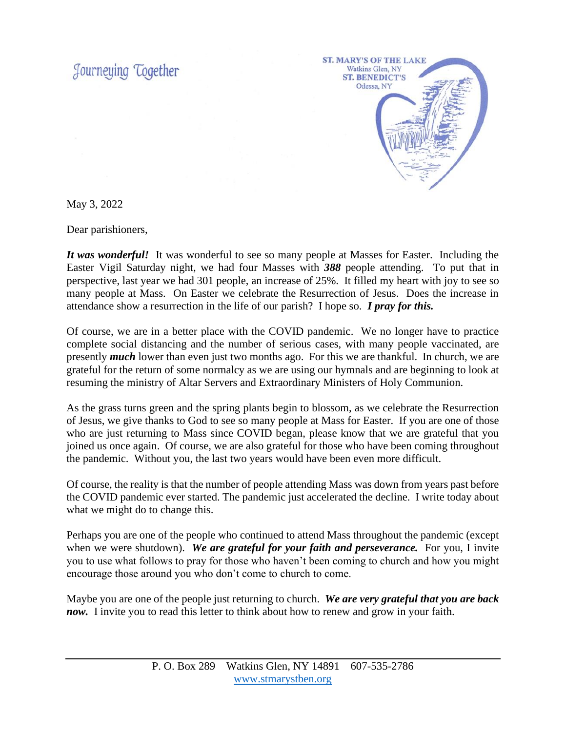Journeying Together

ST. MARY'S OF THE LAKE
Watkins Glen, NY
ST. BENEDICT'S
Odessa, NY

May 3, 2022

Dear parishioners,

***It was wonderful!*** It was wonderful to see so many people at Masses for Easter. Including the Easter Vigil Saturday night, we had four Masses with ***388*** people attending. To put that in perspective, last year we had 301 people, an increase of 25%. It filled my heart with joy to see so many people at Mass. On Easter we celebrate the Resurrection of Jesus. Does the increase in attendance show a resurrection in the life of our parish? I hope so. ***I pray for this.***

Of course, we are in a better place with the COVID pandemic. We no longer have to practice complete social distancing and the number of serious cases, with many people vaccinated, are presently ***much*** lower than even just two months ago. For this we are thankful. In church, we are grateful for the return of some normalcy as we are using our hymnals and are beginning to look at resuming the ministry of Altar Servers and Extraordinary Ministers of Holy Communion.

As the grass turns green and the spring plants begin to blossom, as we celebrate the Resurrection of Jesus, we give thanks to God to see so many people at Mass for Easter. If you are one of those who are just returning to Mass since COVID began, please know that we are grateful that you joined us once again. Of course, we are also grateful for those who have been coming throughout the pandemic. Without you, the last two years would have been even more difficult.

Of course, the reality is that the number of people attending Mass was down from years past before the COVID pandemic ever started. The pandemic just accelerated the decline. I write today about what we might do to change this.

Perhaps you are one of the people who continued to attend Mass throughout the pandemic (except when we were shutdown). ***We are grateful for your faith and perseverance.*** For you, I invite you to use what follows to pray for those who haven't been coming to church and how you might encourage those around you who don't come to church to come.

Maybe you are one of the people just returning to church. ***We are very grateful that you are back now.*** I invite you to read this letter to think about how to renew and grow in your faith.

P. O. Box 289 Watkins Glen, NY 14891 607-535-2786
www.stmarystben.org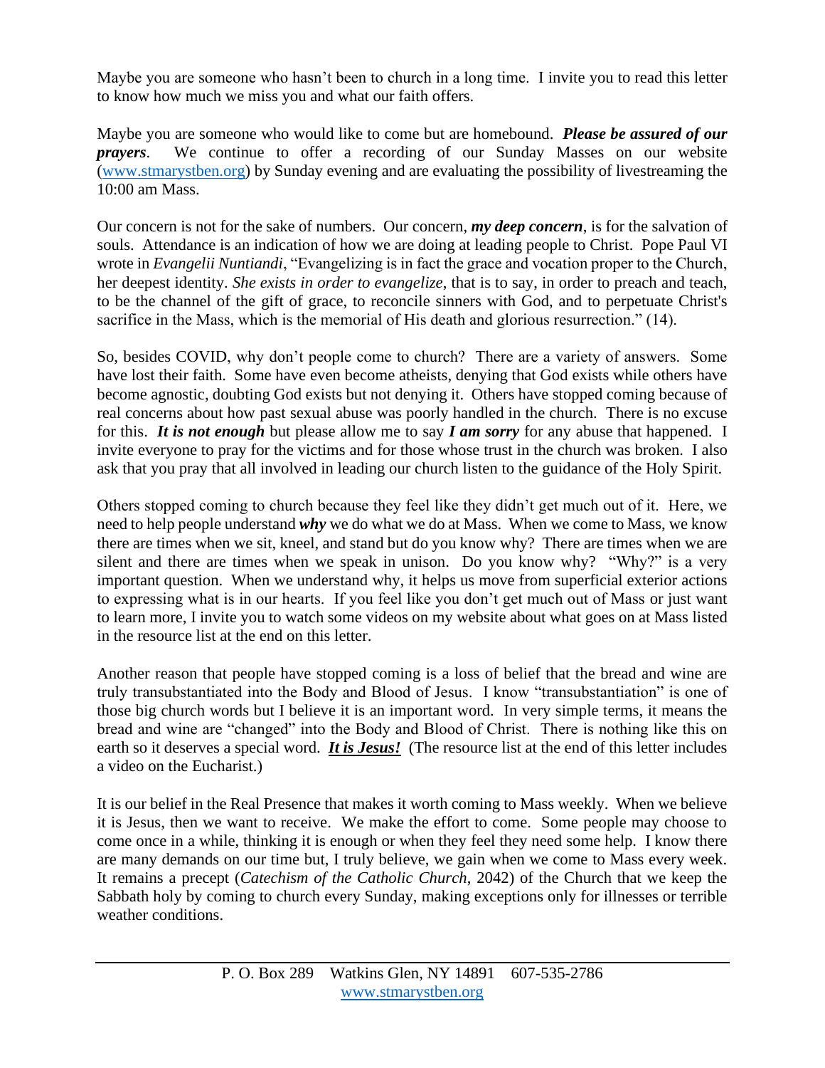Maybe you are someone who hasn't been to church in a long time. I invite you to read this letter to know how much we miss you and what our faith offers.

Maybe you are someone who would like to come but are homebound. ***Please be assured of our prayers***. We continue to offer a recording of our Sunday Masses on our website (www.stmarystben.org) by Sunday evening and are evaluating the possibility of livestreaming the 10:00 am Mass.

Our concern is not for the sake of numbers. Our concern, ***my deep concern***, is for the salvation of souls. Attendance is an indication of how we are doing at leading people to Christ. Pope Paul VI wrote in *Evangelii Nuntiandi*, "Evangelizing is in fact the grace and vocation proper to the Church, her deepest identity. *She exists in order to evangelize*, that is to say, in order to preach and teach, to be the channel of the gift of grace, to reconcile sinners with God, and to perpetuate Christ's sacrifice in the Mass, which is the memorial of His death and glorious resurrection." (14).

So, besides COVID, why don't people come to church? There are a variety of answers. Some have lost their faith. Some have even become atheists, denying that God exists while others have become agnostic, doubting God exists but not denying it. Others have stopped coming because of real concerns about how past sexual abuse was poorly handled in the church. There is no excuse for this. ***It is not enough*** but please allow me to say ***I am sorry*** for any abuse that happened. I invite everyone to pray for the victims and for those whose trust in the church was broken. I also ask that you pray that all involved in leading our church listen to the guidance of the Holy Spirit.

Others stopped coming to church because they feel like they didn't get much out of it. Here, we need to help people understand ***why*** we do what we do at Mass. When we come to Mass, we know there are times when we sit, kneel, and stand but do you know why? There are times when we are silent and there are times when we speak in unison. Do you know why? "Why?" is a very important question. When we understand why, it helps us move from superficial exterior actions to expressing what is in our hearts. If you feel like you don't get much out of Mass or just want to learn more, I invite you to watch some videos on my website about what goes on at Mass listed in the resource list at the end on this letter.

Another reason that people have stopped coming is a loss of belief that the bread and wine are truly transubstantiated into the Body and Blood of Jesus. I know "transubstantiation" is one of those big church words but I believe it is an important word. In very simple terms, it means the bread and wine are "changed" into the Body and Blood of Christ. There is nothing like this on earth so it deserves a special word. ***<u>It is Jesus!</u>*** (The resource list at the end of this letter includes a video on the Eucharist.)

It is our belief in the Real Presence that makes it worth coming to Mass weekly. When we believe it is Jesus, then we want to receive. We make the effort to come. Some people may choose to come once in a while, thinking it is enough or when they feel they need some help. I know there are many demands on our time but, I truly believe, we gain when we come to Mass every week. It remains a precept (*Catechism of the Catholic Church*, 2042) of the Church that we keep the Sabbath holy by coming to church every Sunday, making exceptions only for illnesses or terrible weather conditions.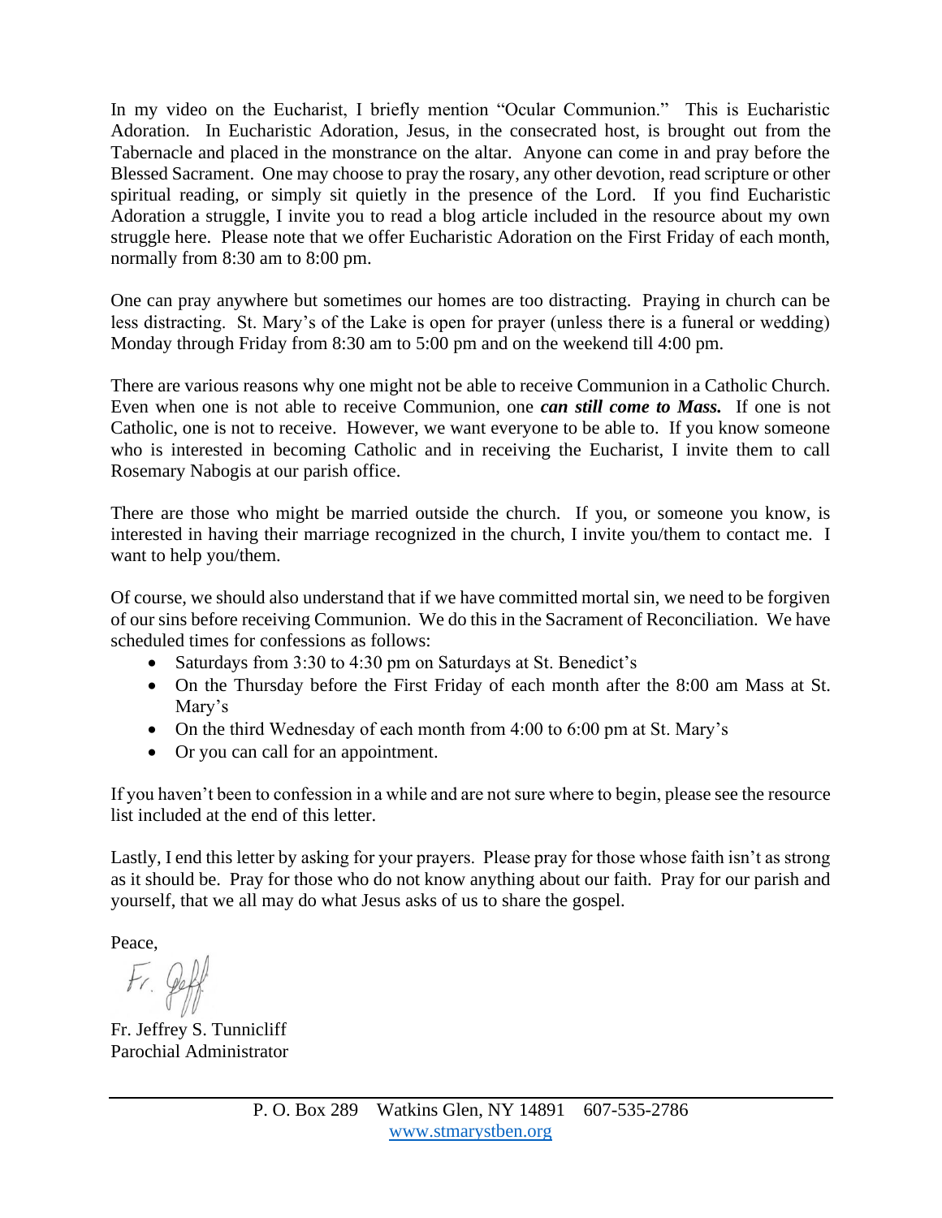In my video on the Eucharist, I briefly mention "Ocular Communion." This is Eucharistic Adoration. In Eucharistic Adoration, Jesus, in the consecrated host, is brought out from the Tabernacle and placed in the monstrance on the altar. Anyone can come in and pray before the Blessed Sacrament. One may choose to pray the rosary, any other devotion, read scripture or other spiritual reading, or simply sit quietly in the presence of the Lord. If you find Eucharistic Adoration a struggle, I invite you to read a blog article included in the resource about my own struggle here. Please note that we offer Eucharistic Adoration on the First Friday of each month, normally from 8:30 am to 8:00 pm.

One can pray anywhere but sometimes our homes are too distracting. Praying in church can be less distracting. St. Mary's of the Lake is open for prayer (unless there is a funeral or wedding) Monday through Friday from 8:30 am to 5:00 pm and on the weekend till 4:00 pm.

There are various reasons why one might not be able to receive Communion in a Catholic Church. Even when one is not able to receive Communion, one ***can still come to Mass.*** If one is not Catholic, one is not to receive. However, we want everyone to be able to. If you know someone who is interested in becoming Catholic and in receiving the Eucharist, I invite them to call Rosemary Nabogis at our parish office.

There are those who might be married outside the church. If you, or someone you know, is interested in having their marriage recognized in the church, I invite you/them to contact me. I want to help you/them.

Of course, we should also understand that if we have committed mortal sin, we need to be forgiven of our sins before receiving Communion. We do this in the Sacrament of Reconciliation. We have scheduled times for confessions as follows:

- Saturdays from 3:30 to 4:30 pm on Saturdays at St. Benedict's
- On the Thursday before the First Friday of each month after the 8:00 am Mass at St. Mary's
- On the third Wednesday of each month from 4:00 to 6:00 pm at St. Mary's
- Or you can call for an appointment.

If you haven't been to confession in a while and are not sure where to begin, please see the resource list included at the end of this letter.

Lastly, I end this letter by asking for your prayers. Please pray for those whose faith isn't as strong as it should be. Pray for those who do not know anything about our faith. Pray for our parish and yourself, that we all may do what Jesus asks of us to share the gospel.

Peace,

Fr. Jeff

Fr. Jeffrey S. Tunnicliff
Parochial Administrator

P. O. Box 289 Watkins Glen, NY 14891 607-535-2786
www.stmarystben.org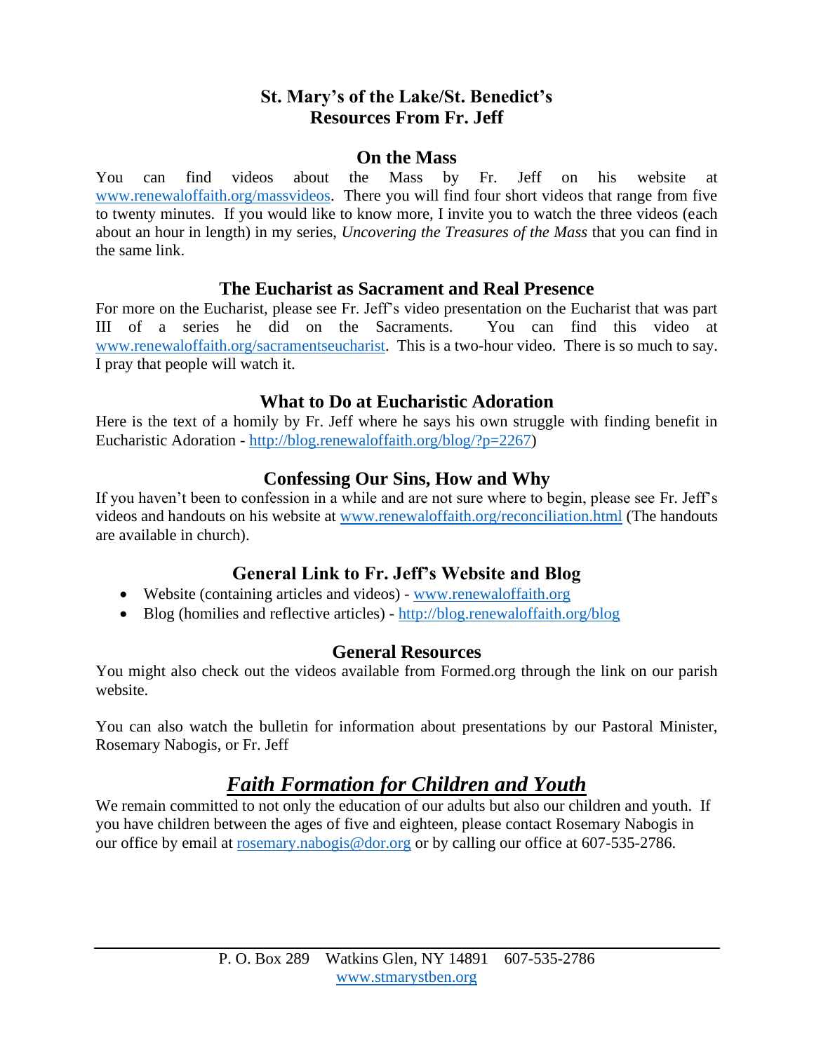# St. Mary's of the Lake/St. Benedict's
# Resources From Fr. Jeff

## On the Mass

You can find videos about the Mass by Fr. Jeff on his website at www.renewaloffaith.org/massvideos. There you will find four short videos that range from five to twenty minutes. If you would like to know more, I invite you to watch the three videos (each about an hour in length) in my series, *Uncovering the Treasures of the Mass* that you can find in the same link.

## The Eucharist as Sacrament and Real Presence

For more on the Eucharist, please see Fr. Jeff's video presentation on the Eucharist that was part III of a series he did on the Sacraments. You can find this video at www.renewaloffaith.org/sacramentseucharist. This is a two-hour video. There is so much to say. I pray that people will watch it.

## What to Do at Eucharistic Adoration

Here is the text of a homily by Fr. Jeff where he says his own struggle with finding benefit in Eucharistic Adoration - http://blog.renewaloffaith.org/blog/?p=2267)

## Confessing Our Sins, How and Why

If you haven't been to confession in a while and are not sure where to begin, please see Fr. Jeff's videos and handouts on his website at www.renewaloffaith.org/reconciliation.html (The handouts are available in church).

## General Link to Fr. Jeff's Website and Blog

- Website (containing articles and videos) - www.renewaloffaith.org
- Blog (homilies and reflective articles) - http://blog.renewaloffaith.org/blog

## General Resources

You might also check out the videos available from Formed.org through the link on our parish website.

You can also watch the bulletin for information about presentations by our Pastoral Minister, Rosemary Nabogis, or Fr. Jeff

## *Faith Formation for Children and Youth*

We remain committed to not only the education of our adults but also our children and youth. If you have children between the ages of five and eighteen, please contact Rosemary Nabogis in our office by email at rosemary.nabogis@dor.org or by calling our office at 607-535-2786.

P. O. Box 289 Watkins Glen, NY 14891 607-535-2786
www.stmarystben.org